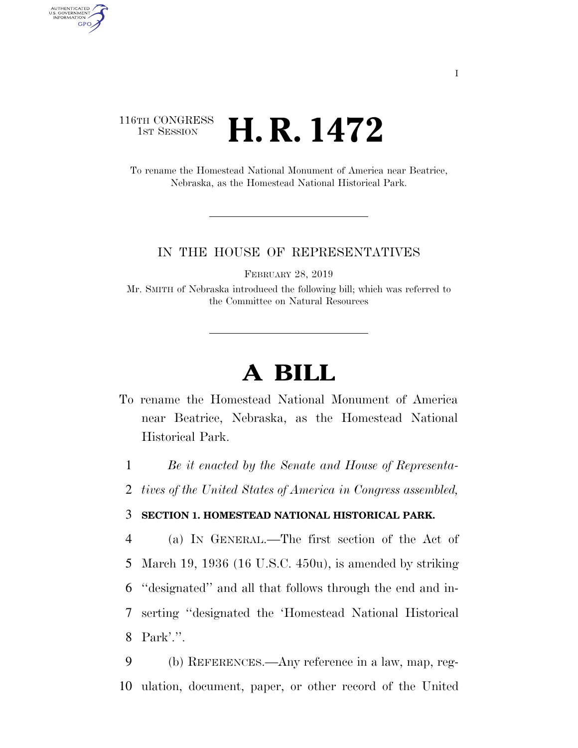116TH CONGRESS
1ST SESSION

# H. R. 1472

To rename the Homestead National Monument of America near Beatrice, Nebraska, as the Homestead National Historical Park.

IN THE HOUSE OF REPRESENTATIVES

FEBRUARY 28, 2019

Mr. SMITH of Nebraska introduced the following bill; which was referred to the Committee on Natural Resources

# A BILL

To rename the Homestead National Monument of America near Beatrice, Nebraska, as the Homestead National Historical Park.

1 *Be it enacted by the Senate and House of Representa-*
2 *tives of the United States of America in Congress assembled,*

3 **SECTION 1. HOMESTEAD NATIONAL HISTORICAL PARK.**

4 (a) IN GENERAL.—The first section of the Act of
5 March 19, 1936 (16 U.S.C. 450u), is amended by striking
6 ''designated'' and all that follows through the end and in-
7 serting ''designated the 'Homestead National Historical
8 Park'.''.

9 (b) REFERENCES.—Any reference in a law, map, reg-
10 ulation, document, paper, or other record of the United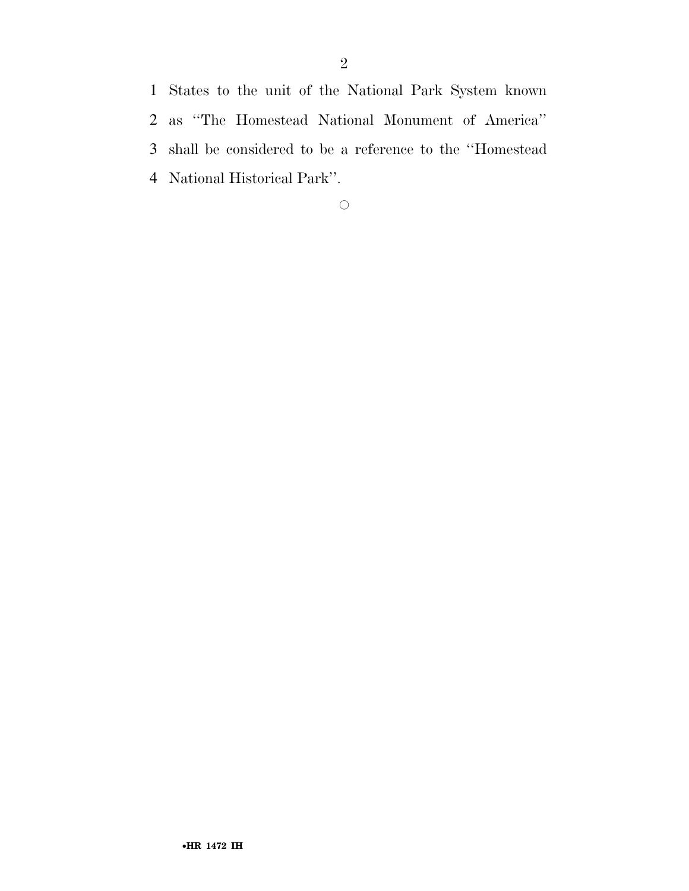States to the unit of the National Park System known as "The Homestead National Monument of America" shall be considered to be a reference to the "Homestead National Historical Park".

○